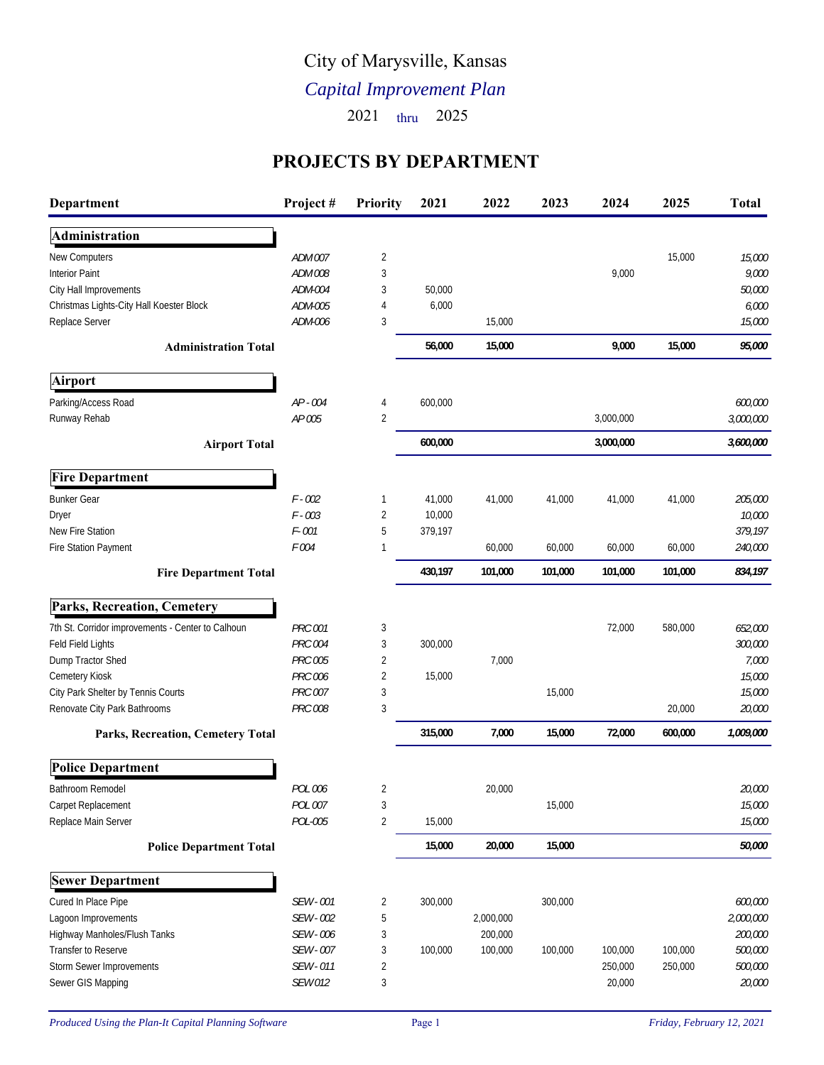# City of Marysville, Kansas

## *Capital Improvement Plan*

2021 thru 2025

## PROJECTS BY DEPARTMENT

| Department | Project # | Priority | 2021 | 2022 | 2023 | 2024 | 2025 | Total |
|---|---|---|---|---|---|---|---|---|
| **Administration** | | | | | | | | |
| New Computers | ADM007 | 2 | | | | | 15,000 | 15,000 |
| Interior Paint | ADM008 | 3 | | | | 9,000 | | 9,000 |
| City Hall Improvements | ADM-004 | 3 | 50,000 | | | | | 50,000 |
| Christmas Lights-City Hall Koester Block | ADM-005 | 4 | 6,000 | | | | | 6,000 |
| Replace Server | ADM-006 | 3 | | 15,000 | | | | 15,000 |
| **Administration Total** | | | **56,000** | **15,000** | | **9,000** | **15,000** | **95,000** |
| **Airport** | | | | | | | | |
| Parking/Access Road | AP - 004 | 4 | 600,000 | | | | | 600,000 |
| Runway Rehab | AP 005 | 2 | | | | 3,000,000 | | 3,000,000 |
| **Airport Total** | | | **600,000** | | | **3,000,000** | | **3,600,000** |
| **Fire Department** | | | | | | | | |
| Bunker Gear | F - 002 | 1 | 41,000 | 41,000 | 41,000 | 41,000 | 41,000 | 205,000 |
| Dryer | F - 003 | 2 | 10,000 | | | | | 10,000 |
| New Fire Station | F- 001 | 5 | 379,197 | | | | | 379,197 |
| Fire Station Payment | F004 | 1 | | 60,000 | 60,000 | 60,000 | 60,000 | 240,000 |
| **Fire Department Total** | | | **430,197** | **101,000** | **101,000** | **101,000** | **101,000** | **834,197** |
| **Parks, Recreation, Cemetery** | | | | | | | | |
| 7th St. Corridor improvements - Center to Calhoun | PRC001 | 3 | | | | 72,000 | 580,000 | 652,000 |
| Feld Field Lights | PRC004 | 3 | 300,000 | | | | | 300,000 |
| Dump Tractor Shed | PRC005 | 2 | | 7,000 | | | | 7,000 |
| Cemetery Kiosk | PRC006 | 2 | 15,000 | | | | | 15,000 |
| City Park Shelter by Tennis Courts | PRC007 | 3 | | | 15,000 | | | 15,000 |
| Renovate City Park Bathrooms | PRC008 | 3 | | | | | 20,000 | 20,000 |
| **Parks, Recreation, Cemetery Total** | | | **315,000** | **7,000** | **15,000** | **72,000** | **600,000** | **1,009,000** |
| **Police Department** | | | | | | | | |
| Bathroom Remodel | POL006 | 2 | | 20,000 | | | | 20,000 |
| Carpet Replacement | POL007 | 3 | | | 15,000 | | | 15,000 |
| Replace Main Server | POL-005 | 2 | 15,000 | | | | | 15,000 |
| **Police Department Total** | | | **15,000** | **20,000** | **15,000** | | | **50,000** |
| **Sewer Department** | | | | | | | | |
| Cured In Place Pipe | SEW - 001 | 2 | 300,000 | | 300,000 | | | 600,000 |
| Lagoon Improvements | SEW - 002 | 5 | | 2,000,000 | | | | 2,000,000 |
| Highway Manholes/Flush Tanks | SEW - 006 | 3 | | 200,000 | | | | 200,000 |
| Transfer to Reserve | SEW - 007 | 3 | 100,000 | 100,000 | 100,000 | 100,000 | 100,000 | 500,000 |
| Storm Sewer Improvements | SEW - 011 | 2 | | | | 250,000 | 250,000 | 500,000 |
| Sewer GIS Mapping | SEW012 | 3 | | | | 20,000 | | 20,000 |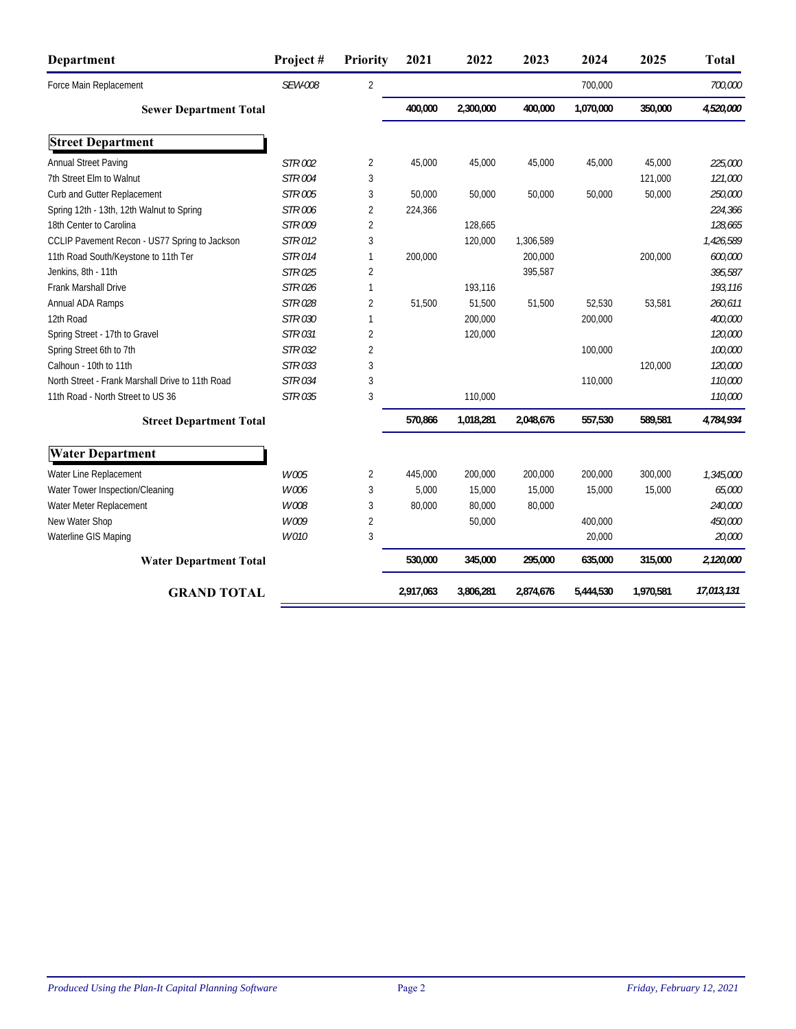| Department | Project # | Priority | 2021 | 2022 | 2023 | 2024 | 2025 | Total |
|---|---|---|---|---|---|---|---|---|
| Force Main Replacement | SEW-008 | 2 | | | | 700,000 | | 700,000 |
| **Sewer Department Total** | | | **400,000** | **2,300,000** | **400,000** | **1,070,000** | **350,000** | **4,520,000** |
| **Street Department** | | | | | | | | |
| Annual Street Paving | STR 002 | 2 | 45,000 | 45,000 | 45,000 | 45,000 | 45,000 | 225,000 |
| 7th Street Elm to Walnut | STR 004 | 3 | | | | | 121,000 | 121,000 |
| Curb and Gutter Replacement | STR 005 | 3 | 50,000 | 50,000 | 50,000 | 50,000 | 50,000 | 250,000 |
| Spring 12th - 13th, 12th Walnut to Spring | STR 006 | 2 | 224,366 | | | | | 224,366 |
| 18th Center to Carolina | STR 009 | 2 | | 128,665 | | | | 128,665 |
| CCLIP Pavement Recon - US77 Spring to Jackson | STR 012 | 3 | | 120,000 | 1,306,589 | | | 1,426,589 |
| 11th Road South/Keystone to 11th Ter | STR 014 | 1 | 200,000 | | 200,000 | | 200,000 | 600,000 |
| Jenkins, 8th - 11th | STR 025 | 2 | | | 395,587 | | | 395,587 |
| Frank Marshall Drive | STR 026 | 1 | | 193,116 | | | | 193,116 |
| Annual ADA Ramps | STR 028 | 2 | 51,500 | 51,500 | 51,500 | 52,530 | 53,581 | 260,611 |
| 12th Road | STR 030 | 1 | | 200,000 | | 200,000 | | 400,000 |
| Spring Street - 17th to Gravel | STR 031 | 2 | | 120,000 | | | | 120,000 |
| Spring Street 6th to 7th | STR 032 | 2 | | | | 100,000 | | 100,000 |
| Calhoun - 10th to 11th | STR 033 | 3 | | | | | 120,000 | 120,000 |
| North Street - Frank Marshall Drive to 11th Road | STR 034 | 3 | | | | 110,000 | | 110,000 |
| 11th Road - North Street to US 36 | STR 035 | 3 | | 110,000 | | | | 110,000 |
| **Street Department Total** | | | **570,866** | **1,018,281** | **2,048,676** | **557,530** | **589,581** | **4,784,934** |
| **Water Department** | | | | | | | | |
| Water Line Replacement | W005 | 2 | 445,000 | 200,000 | 200,000 | 200,000 | 300,000 | 1,345,000 |
| Water Tower Inspection/Cleaning | W006 | 3 | 5,000 | 15,000 | 15,000 | 15,000 | 15,000 | 65,000 |
| Water Meter Replacement | W008 | 3 | 80,000 | 80,000 | 80,000 | | | 240,000 |
| New Water Shop | W009 | 2 | | 50,000 | | 400,000 | | 450,000 |
| Waterline GIS Maping | W010 | 3 | | | | 20,000 | | 20,000 |
| **Water Department Total** | | | **530,000** | **345,000** | **295,000** | **635,000** | **315,000** | **2,120,000** |
| **GRAND TOTAL** | | | **2,917,063** | **3,806,281** | **2,874,676** | **5,444,530** | **1,970,581** | **17,013,131** |

*Produced Using the Plan-It Capital Planning Software* — *Friday, February 12, 2021*